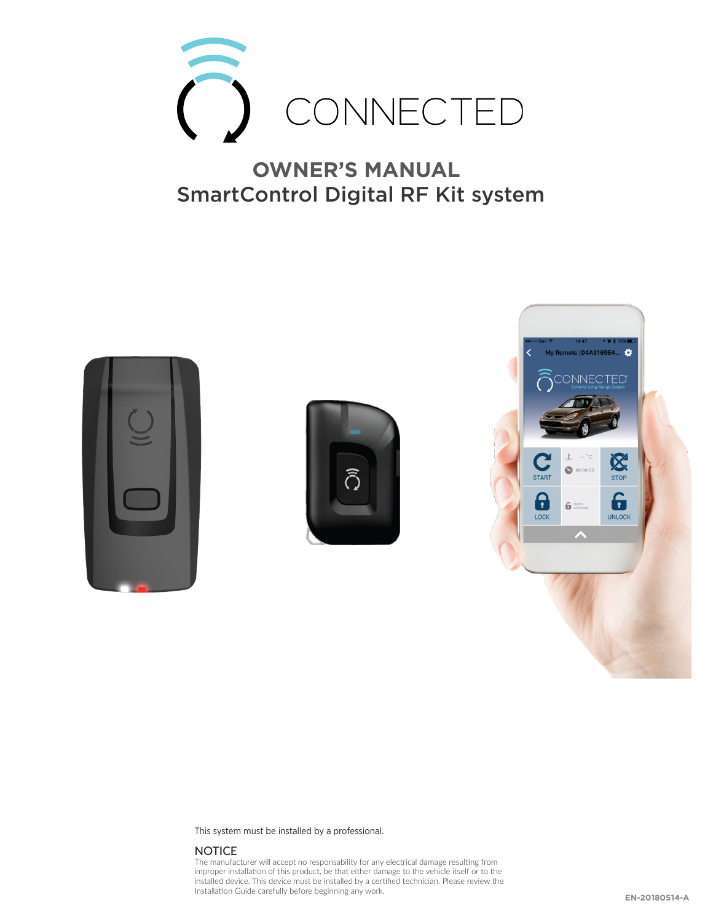# CONNECTED

## OWNER'S MANUAL
## SmartControl Digital RF Kit system

This system must be installed by a professional.

### NOTICE

The manufacturer will accept no responsability for any electrical damage resulting from improper installation of this product, be that either damage to the vehicle itself or to the installed device. This device must be installed by a certified technician. Please review the Installation Guide carefully before beginning any work.

EN-20180514-A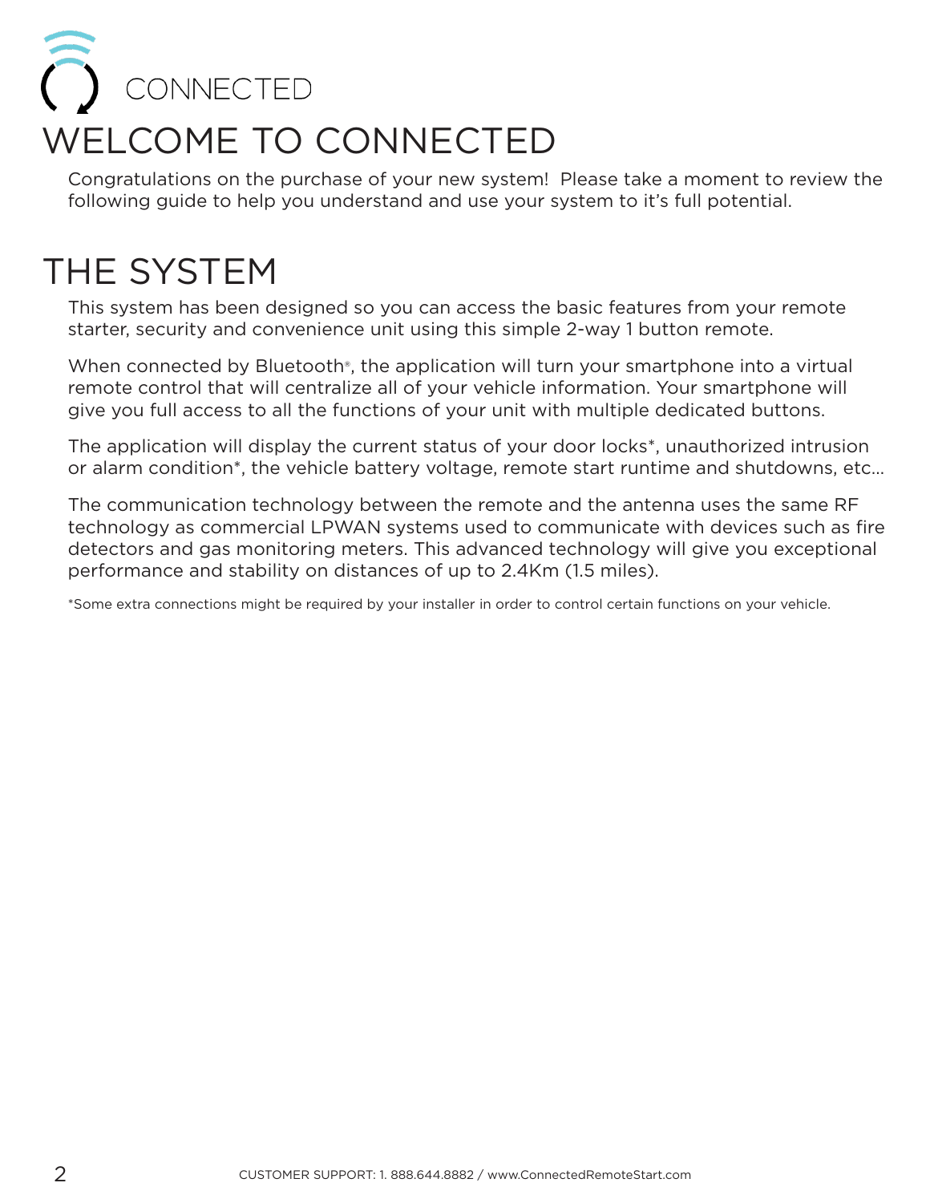CONNECTED

# WELCOME TO CONNECTED

Congratulations on the purchase of your new system!  Please take a moment to review the following guide to help you understand and use your system to it's full potential.

# THE SYSTEM

This system has been designed so you can access the basic features from your remote starter, security and convenience unit using this simple 2-way 1 button remote.

When connected by Bluetooth®, the application will turn your smartphone into a virtual remote control that will centralize all of your vehicle information. Your smartphone will give you full access to all the functions of your unit with multiple dedicated buttons.

The application will display the current status of your door locks*, unauthorized intrusion or alarm condition*, the vehicle battery voltage, remote start runtime and shutdowns, etc...

The communication technology between the remote and the antenna uses the same RF technology as commercial LPWAN systems used to communicate with devices such as fire detectors and gas monitoring meters. This advanced technology will give you exceptional performance and stability on distances of up to 2.4Km (1.5 miles).

*Some extra connections might be required by your installer in order to control certain functions on your vehicle.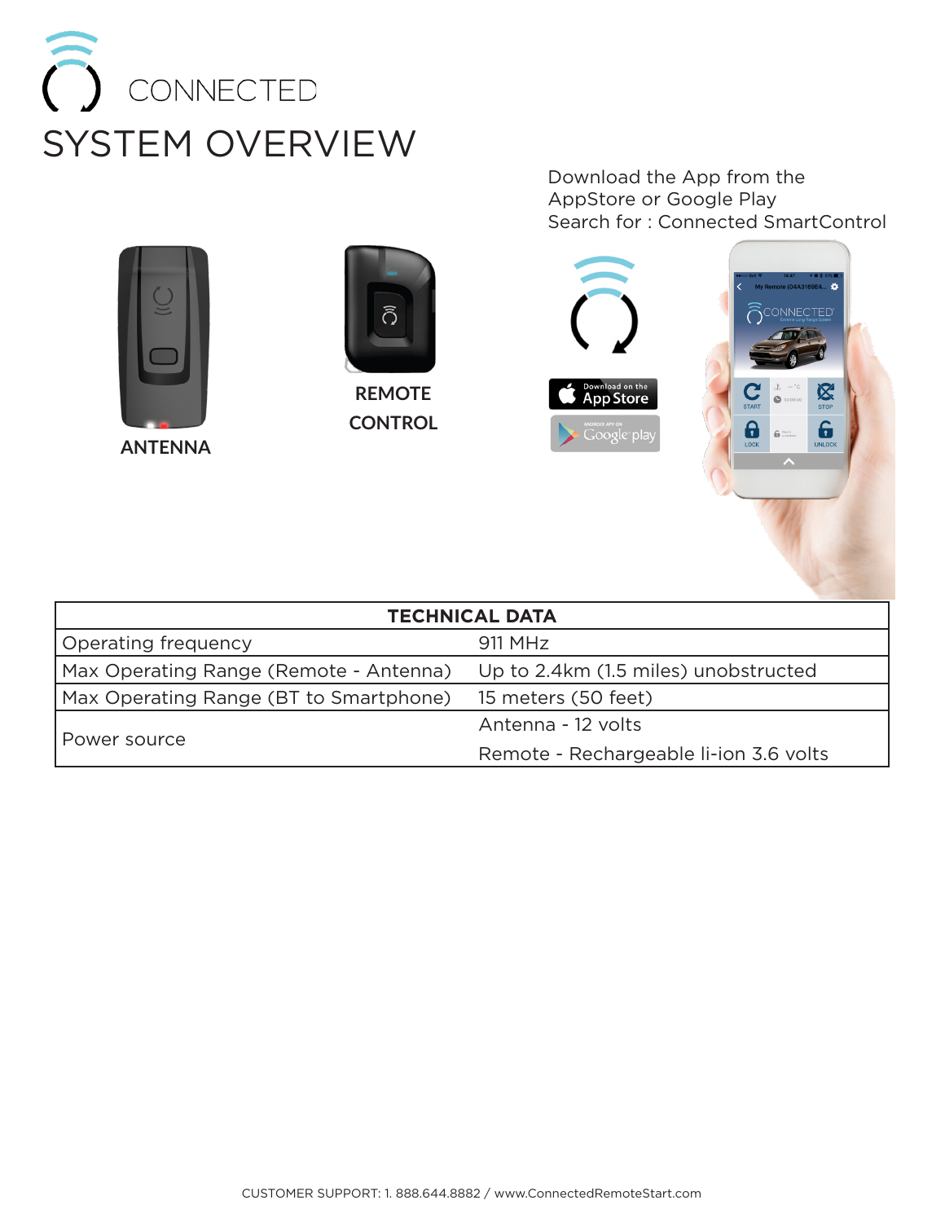# CONNECTED

## SYSTEM OVERVIEW

Download the App from the AppStore or Google Play
Search for : Connected SmartControl

**ANTENNA**

**REMOTE CONTROL**

| TECHNICAL DATA | |
|---|---|
| Operating frequency | 911 MHz |
| Max Operating Range (Remote - Antenna) | Up to 2.4km (1.5 miles) unobstructed |
| Max Operating Range (BT to Smartphone) | 15 meters (50 feet) |
| Power source | Antenna - 12 volts<br>Remote - Rechargeable li-ion 3.6 volts |

CUSTOMER SUPPORT: 1. 888.644.8882 / www.ConnectedRemoteStart.com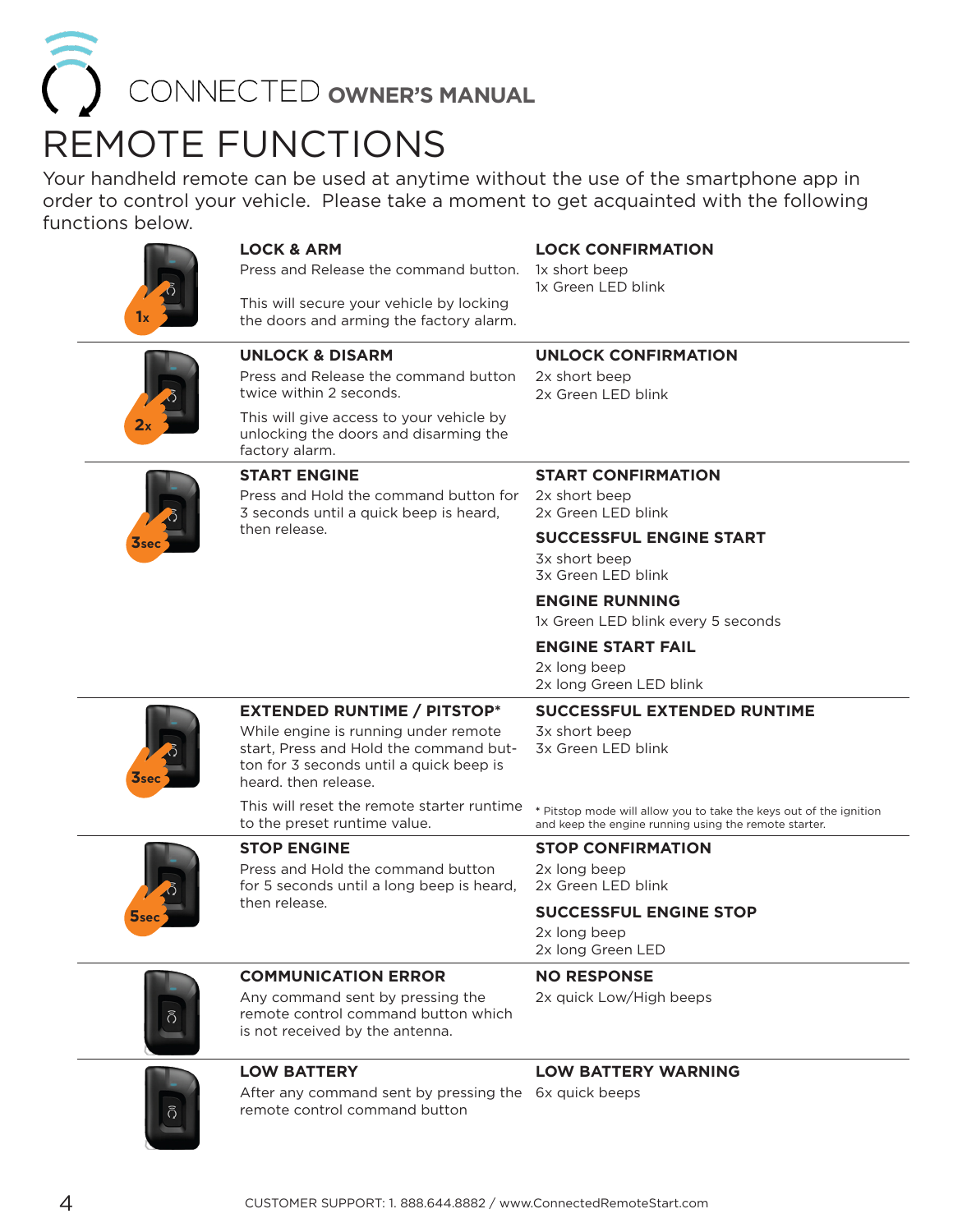# CONNECTED OWNER'S MANUAL

## REMOTE FUNCTIONS

Your handheld remote can be used at anytime without the use of the smartphone app in order to control your vehicle. Please take a moment to get acquainted with the following functions below.

| Press | Function | Confirmation |
|---|---|---|
| 1x | **LOCK & ARM**<br>Press and Release the command button.<br><br>This will secure your vehicle by locking the doors and arming the factory alarm. | **LOCK CONFIRMATION**<br>1x short beep<br>1x Green LED blink |
| 2x | **UNLOCK & DISARM**<br>Press and Release the command button twice within 2 seconds.<br><br>This will give access to your vehicle by unlocking the doors and disarming the factory alarm. | **UNLOCK CONFIRMATION**<br>2x short beep<br>2x Green LED blink |
| 3sec | **START ENGINE**<br>Press and Hold the command button for 3 seconds until a quick beep is heard, then release. | **START CONFIRMATION**<br>2x short beep<br>2x Green LED blink<br><br>**SUCCESSFUL ENGINE START**<br>3x short beep<br>3x Green LED blink<br><br>**ENGINE RUNNING**<br>1x Green LED blink every 5 seconds<br><br>**ENGINE START FAIL**<br>2x long beep<br>2x long Green LED blink |
| 3sec | **EXTENDED RUNTIME / PITSTOP***<br>While engine is running under remote start, Press and Hold the command button for 3 seconds until a quick beep is heard. then release.<br><br>This will reset the remote starter runtime to the preset runtime value. | **SUCCESSFUL EXTENDED RUNTIME**<br>3x short beep<br>3x Green LED blink<br><br>* Pitstop mode will allow you to take the keys out of the ignition and keep the engine running using the remote starter. |
| 5sec | **STOP ENGINE**<br>Press and Hold the command button for 5 seconds until a long beep is heard, then release. | **STOP CONFIRMATION**<br>2x long beep<br>2x Green LED blink<br><br>**SUCCESSFUL ENGINE STOP**<br>2x long beep<br>2x long Green LED |
| | **COMMUNICATION ERROR**<br>Any command sent by pressing the remote control command button which is not received by the antenna. | **NO RESPONSE**<br>2x quick Low/High beeps |
| | **LOW BATTERY**<br>After any command sent by pressing the remote control command button | **LOW BATTERY WARNING**<br>6x quick beeps |

CUSTOMER SUPPORT: 1. 888.644.8882 / www.ConnectedRemoteStart.com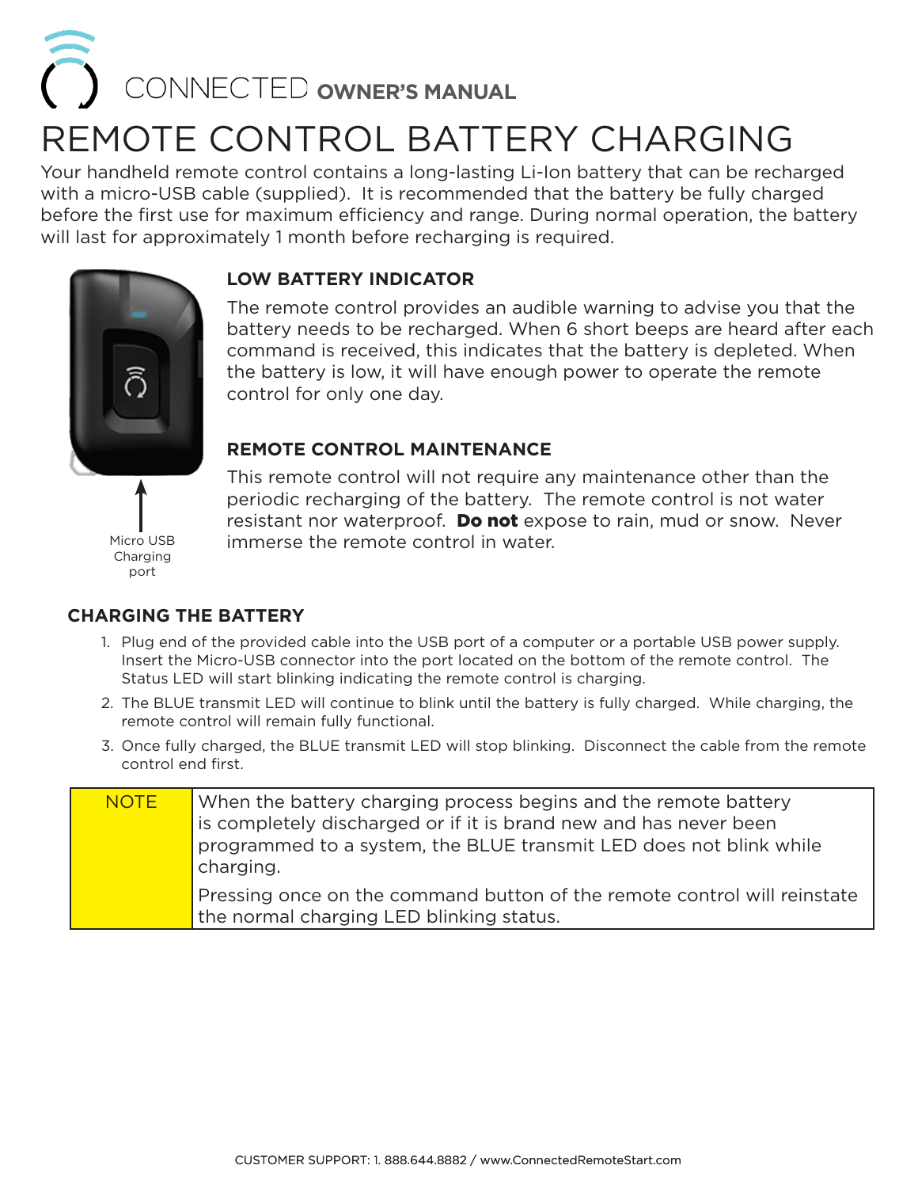CONNECTED **OWNER'S MANUAL**

# REMOTE CONTROL BATTERY CHARGING

Your handheld remote control contains a long-lasting Li-Ion battery that can be recharged with a micro-USB cable (supplied). It is recommended that the battery be fully charged before the first use for maximum efficiency and range. During normal operation, the battery will last for approximately 1 month before recharging is required.

Micro USB Charging port

## LOW BATTERY INDICATOR

The remote control provides an audible warning to advise you that the battery needs to be recharged. When 6 short beeps are heard after each command is received, this indicates that the battery is depleted. When the battery is low, it will have enough power to operate the remote control for only one day.

## REMOTE CONTROL MAINTENANCE

This remote control will not require any maintenance other than the periodic recharging of the battery. The remote control is not water resistant nor waterproof. **Do not** expose to rain, mud or snow. Never immerse the remote control in water.

## CHARGING THE BATTERY

1. Plug end of the provided cable into the USB port of a computer or a portable USB power supply. Insert the Micro-USB connector into the port located on the bottom of the remote control. The Status LED will start blinking indicating the remote control is charging.
2. The BLUE transmit LED will continue to blink until the battery is fully charged. While charging, the remote control will remain fully functional.
3. Once fully charged, the BLUE transmit LED will stop blinking. Disconnect the cable from the remote control end first.

| NOTE | When the battery charging process begins and the remote battery is completely discharged or if it is brand new and has never been programmed to a system, the BLUE transmit LED does not blink while charging.<br><br>Pressing once on the command button of the remote control will reinstate the normal charging LED blinking status. |
|---|---|

CUSTOMER SUPPORT: 1. 888.644.8882 / www.ConnectedRemoteStart.com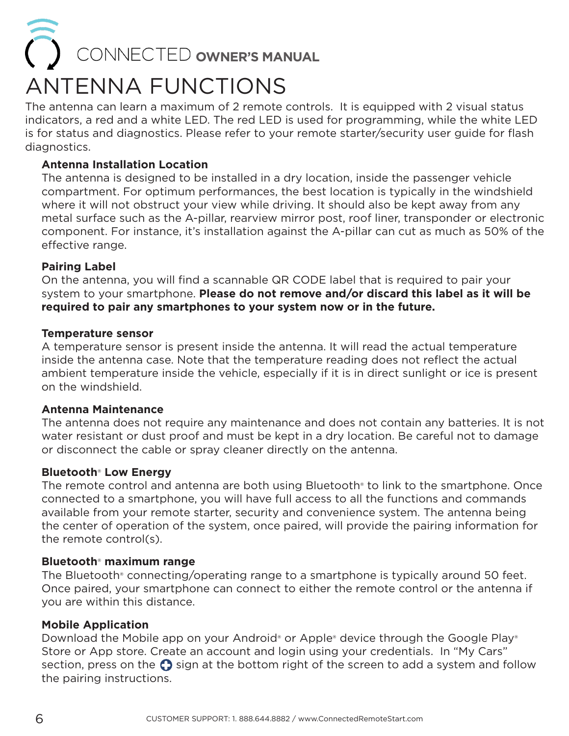# ANTENNA FUNCTIONS

The antenna can learn a maximum of 2 remote controls. It is equipped with 2 visual status indicators, a red and a white LED. The red LED is used for programming, while the white LED is for status and diagnostics. Please refer to your remote starter/security user guide for flash diagnostics.

### Antenna Installation Location

The antenna is designed to be installed in a dry location, inside the passenger vehicle compartment. For optimum performances, the best location is typically in the windshield where it will not obstruct your view while driving. It should also be kept away from any metal surface such as the A-pillar, rearview mirror post, roof liner, transponder or electronic component. For instance, it's installation against the A-pillar can cut as much as 50% of the effective range.

### Pairing Label

On the antenna, you will find a scannable QR CODE label that is required to pair your system to your smartphone. **Please do not remove and/or discard this label as it will be required to pair any smartphones to your system now or in the future.**

### Temperature sensor

A temperature sensor is present inside the antenna. It will read the actual temperature inside the antenna case. Note that the temperature reading does not reflect the actual ambient temperature inside the vehicle, especially if it is in direct sunlight or ice is present on the windshield.

### Antenna Maintenance

The antenna does not require any maintenance and does not contain any batteries. It is not water resistant or dust proof and must be kept in a dry location. Be careful not to damage or disconnect the cable or spray cleaner directly on the antenna.

### Bluetooth® Low Energy

The remote control and antenna are both using Bluetooth® to link to the smartphone. Once connected to a smartphone, you will have full access to all the functions and commands available from your remote starter, security and convenience system. The antenna being the center of operation of the system, once paired, will provide the pairing information for the remote control(s).

### Bluetooth® maximum range

The Bluetooth® connecting/operating range to a smartphone is typically around 50 feet. Once paired, your smartphone can connect to either the remote control or the antenna if you are within this distance.

### Mobile Application

Download the Mobile app on your Android® or Apple® device through the Google Play® Store or App store. Create an account and login using your credentials. In "My Cars" section, press on the ⊕ sign at the bottom right of the screen to add a system and follow the pairing instructions.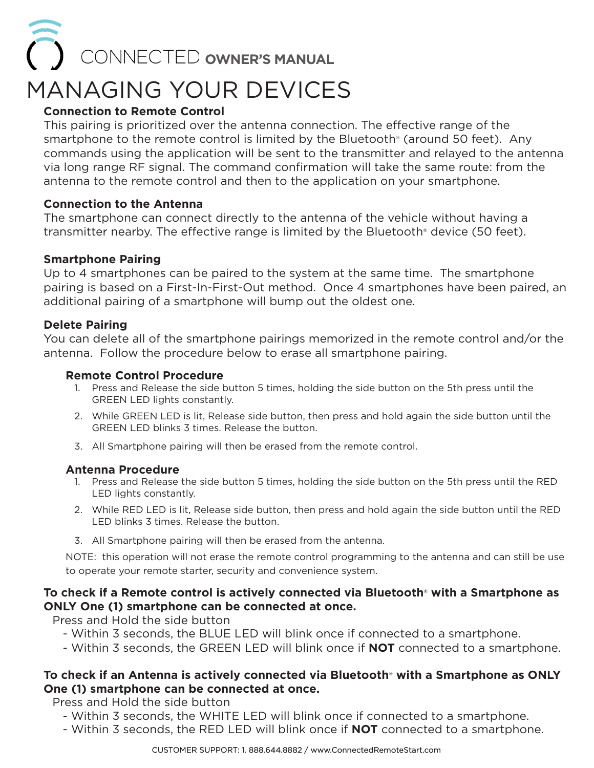# MANAGING YOUR DEVICES

### Connection to Remote Control

This pairing is prioritized over the antenna connection. The effective range of the smartphone to the remote control is limited by the Bluetooth® (around 50 feet). Any commands using the application will be sent to the transmitter and relayed to the antenna via long range RF signal. The command confirmation will take the same route: from the antenna to the remote control and then to the application on your smartphone.

### Connection to the Antenna

The smartphone can connect directly to the antenna of the vehicle without having a transmitter nearby. The effective range is limited by the Bluetooth® device (50 feet).

### Smartphone Pairing

Up to 4 smartphones can be paired to the system at the same time. The smartphone pairing is based on a First-In-First-Out method. Once 4 smartphones have been paired, an additional pairing of a smartphone will bump out the oldest one.

### Delete Pairing

You can delete all of the smartphone pairings memorized in the remote control and/or the antenna. Follow the procedure below to erase all smartphone pairing.

#### Remote Control Procedure

1. Press and Release the side button 5 times, holding the side button on the 5th press until the GREEN LED lights constantly.
2. While GREEN LED is lit, Release side button, then press and hold again the side button until the GREEN LED blinks 3 times. Release the button.
3. All Smartphone pairing will then be erased from the remote control.

#### Antenna Procedure

1. Press and Release the side button 5 times, holding the side button on the 5th press until the RED LED lights constantly.
2. While RED LED is lit, Release side button, then press and hold again the side button until the RED LED blinks 3 times. Release the button.
3. All Smartphone pairing will then be erased from the antenna.

NOTE: this operation will not erase the remote control programming to the antenna and can still be use to operate your remote starter, security and convenience system.

### To check if a Remote control is actively connected via Bluetooth® with a Smartphone as ONLY One (1) smartphone can be connected at once.

Press and Hold the side button

- Within 3 seconds, the BLUE LED will blink once if connected to a smartphone.
- Within 3 seconds, the GREEN LED will blink once if **NOT** connected to a smartphone.

### To check if an Antenna is actively connected via Bluetooth® with a Smartphone as ONLY One (1) smartphone can be connected at once.

Press and Hold the side button

- Within 3 seconds, the WHITE LED will blink once if connected to a smartphone.
- Within 3 seconds, the RED LED will blink once if **NOT** connected to a smartphone.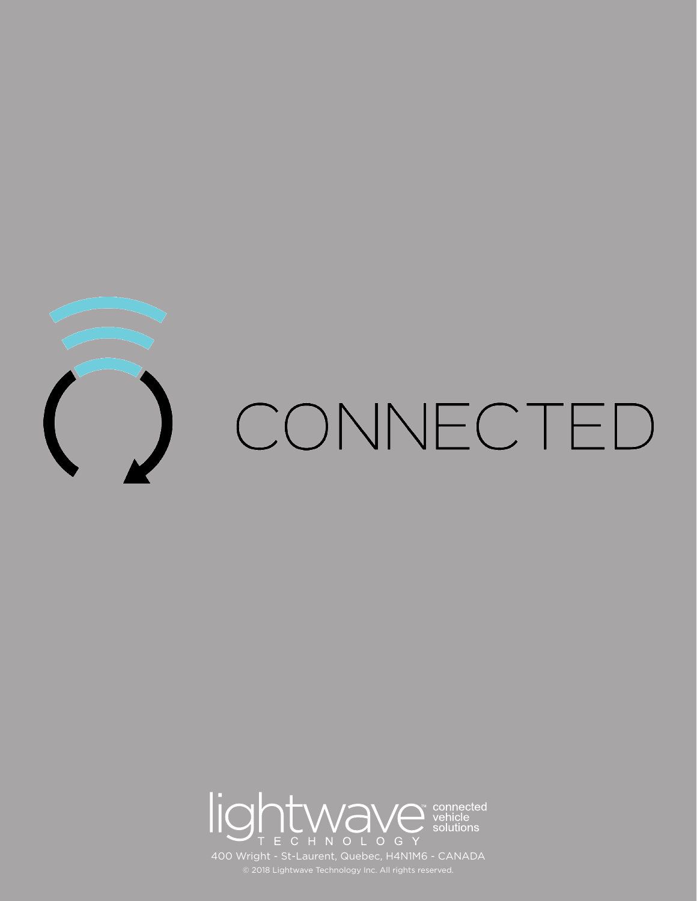CONNECTED

lightwave™ TECHNOLOGY connected vehicle solutions

400 Wright - St-Laurent, Quebec, H4N1M6 - CANADA

© 2018 Lightwave Technology Inc. All rights reserved.